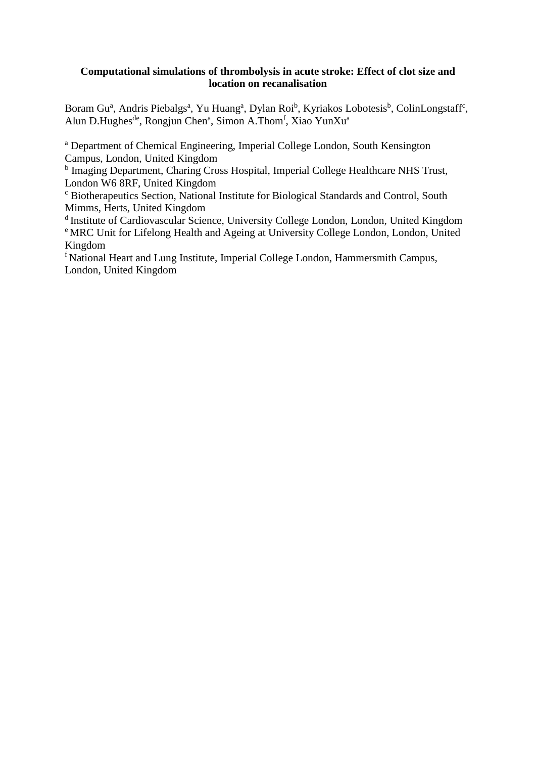# Computational simulations of thrombolysis in acute stroke: Effect of clot size and location on recanalisation

Boram Gu[a], Andris Piebalgs[a], Yu Huang[a], Dylan Roi[b], Kyriakos Lobotesis[b], ColinLongstaff[c], Alun D.Hughes[de], Rongjun Chen[a], Simon A.Thom[f], Xiao YunXu[a]

[a] Department of Chemical Engineering, Imperial College London, South Kensington Campus, London, United Kingdom

[b] Imaging Department, Charing Cross Hospital, Imperial College Healthcare NHS Trust, London W6 8RF, United Kingdom

[c] Biotherapeutics Section, National Institute for Biological Standards and Control, South Mimms, Herts, United Kingdom

[d] Institute of Cardiovascular Science, University College London, London, United Kingdom

[e] MRC Unit for Lifelong Health and Ageing at University College London, London, United Kingdom

[f] National Heart and Lung Institute, Imperial College London, Hammersmith Campus, London, United Kingdom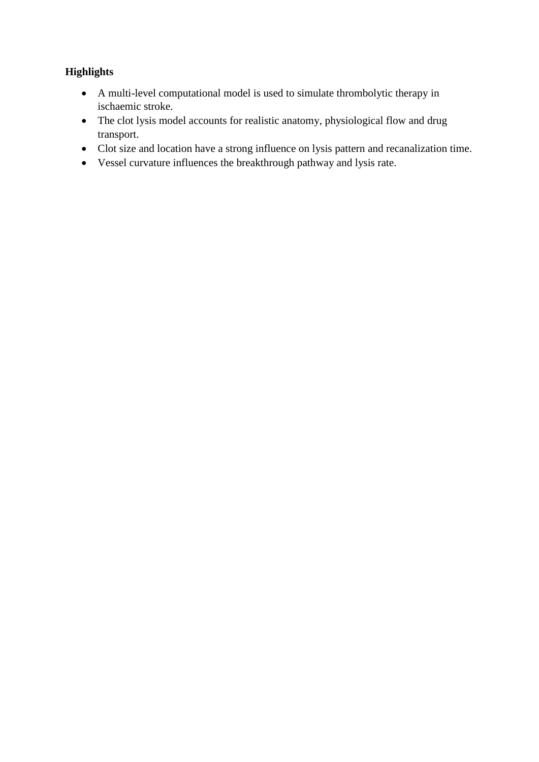**Highlights**

- A multi-level computational model is used to simulate thrombolytic therapy in ischaemic stroke.
- The clot lysis model accounts for realistic anatomy, physiological flow and drug transport.
- Clot size and location have a strong influence on lysis pattern and recanalization time.
- Vessel curvature influences the breakthrough pathway and lysis rate.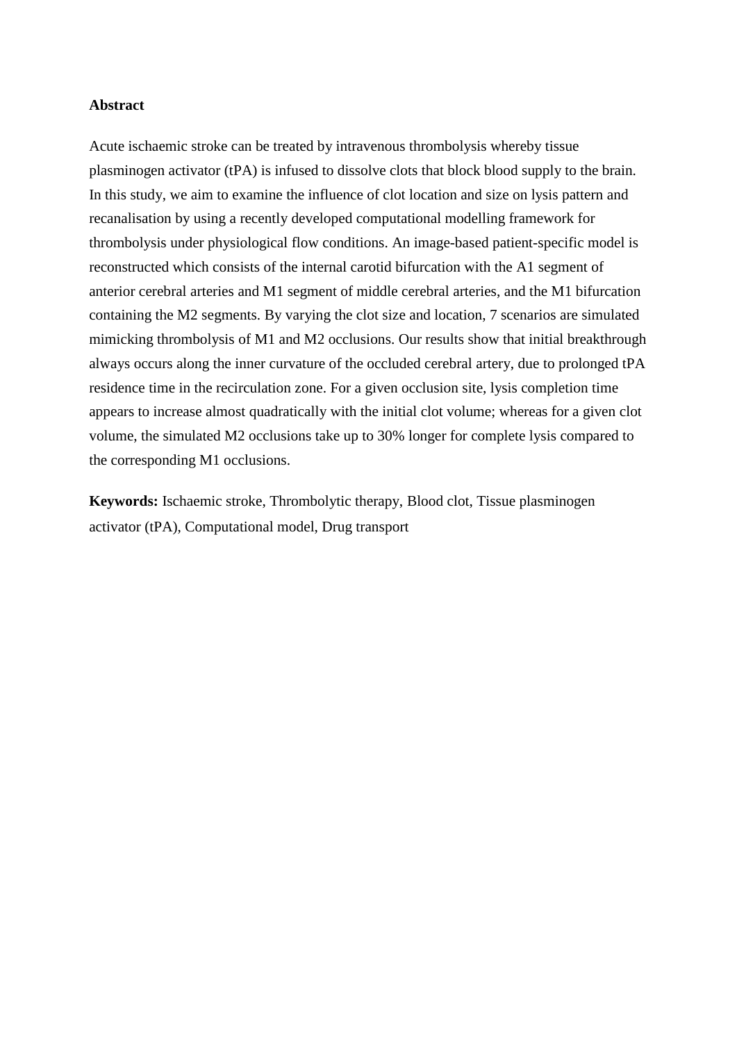## Abstract

Acute ischaemic stroke can be treated by intravenous thrombolysis whereby tissue plasminogen activator (tPA) is infused to dissolve clots that block blood supply to the brain. In this study, we aim to examine the influence of clot location and size on lysis pattern and recanalisation by using a recently developed computational modelling framework for thrombolysis under physiological flow conditions. An image-based patient-specific model is reconstructed which consists of the internal carotid bifurcation with the A1 segment of anterior cerebral arteries and M1 segment of middle cerebral arteries, and the M1 bifurcation containing the M2 segments. By varying the clot size and location, 7 scenarios are simulated mimicking thrombolysis of M1 and M2 occlusions. Our results show that initial breakthrough always occurs along the inner curvature of the occluded cerebral artery, due to prolonged tPA residence time in the recirculation zone. For a given occlusion site, lysis completion time appears to increase almost quadratically with the initial clot volume; whereas for a given clot volume, the simulated M2 occlusions take up to 30% longer for complete lysis compared to the corresponding M1 occlusions.

**Keywords:** Ischaemic stroke, Thrombolytic therapy, Blood clot, Tissue plasminogen activator (tPA), Computational model, Drug transport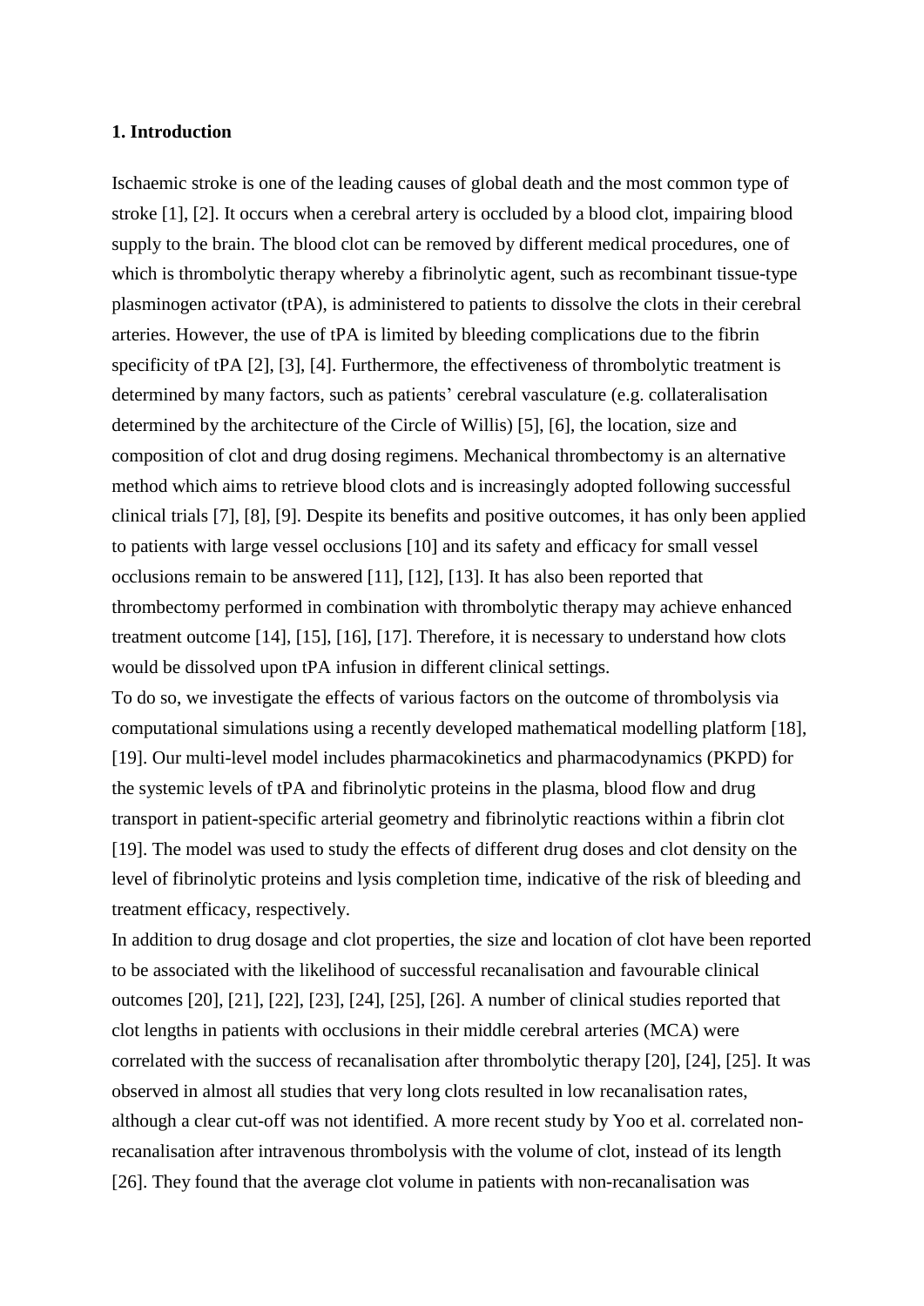## 1. Introduction

Ischaemic stroke is one of the leading causes of global death and the most common type of stroke [1], [2]. It occurs when a cerebral artery is occluded by a blood clot, impairing blood supply to the brain. The blood clot can be removed by different medical procedures, one of which is thrombolytic therapy whereby a fibrinolytic agent, such as recombinant tissue-type plasminogen activator (tPA), is administered to patients to dissolve the clots in their cerebral arteries. However, the use of tPA is limited by bleeding complications due to the fibrin specificity of tPA [2], [3], [4]. Furthermore, the effectiveness of thrombolytic treatment is determined by many factors, such as patients' cerebral vasculature (e.g. collateralisation determined by the architecture of the Circle of Willis) [5], [6], the location, size and composition of clot and drug dosing regimens. Mechanical thrombectomy is an alternative method which aims to retrieve blood clots and is increasingly adopted following successful clinical trials [7], [8], [9]. Despite its benefits and positive outcomes, it has only been applied to patients with large vessel occlusions [10] and its safety and efficacy for small vessel occlusions remain to be answered [11], [12], [13]. It has also been reported that thrombectomy performed in combination with thrombolytic therapy may achieve enhanced treatment outcome [14], [15], [16], [17]. Therefore, it is necessary to understand how clots would be dissolved upon tPA infusion in different clinical settings.

To do so, we investigate the effects of various factors on the outcome of thrombolysis via computational simulations using a recently developed mathematical modelling platform [18], [19]. Our multi-level model includes pharmacokinetics and pharmacodynamics (PKPD) for the systemic levels of tPA and fibrinolytic proteins in the plasma, blood flow and drug transport in patient-specific arterial geometry and fibrinolytic reactions within a fibrin clot [19]. The model was used to study the effects of different drug doses and clot density on the level of fibrinolytic proteins and lysis completion time, indicative of the risk of bleeding and treatment efficacy, respectively.

In addition to drug dosage and clot properties, the size and location of clot have been reported to be associated with the likelihood of successful recanalisation and favourable clinical outcomes [20], [21], [22], [23], [24], [25], [26]. A number of clinical studies reported that clot lengths in patients with occlusions in their middle cerebral arteries (MCA) were correlated with the success of recanalisation after thrombolytic therapy [20], [24], [25]. It was observed in almost all studies that very long clots resulted in low recanalisation rates, although a clear cut-off was not identified. A more recent study by Yoo et al. correlated non-recanalisation after intravenous thrombolysis with the volume of clot, instead of its length [26]. They found that the average clot volume in patients with non-recanalisation was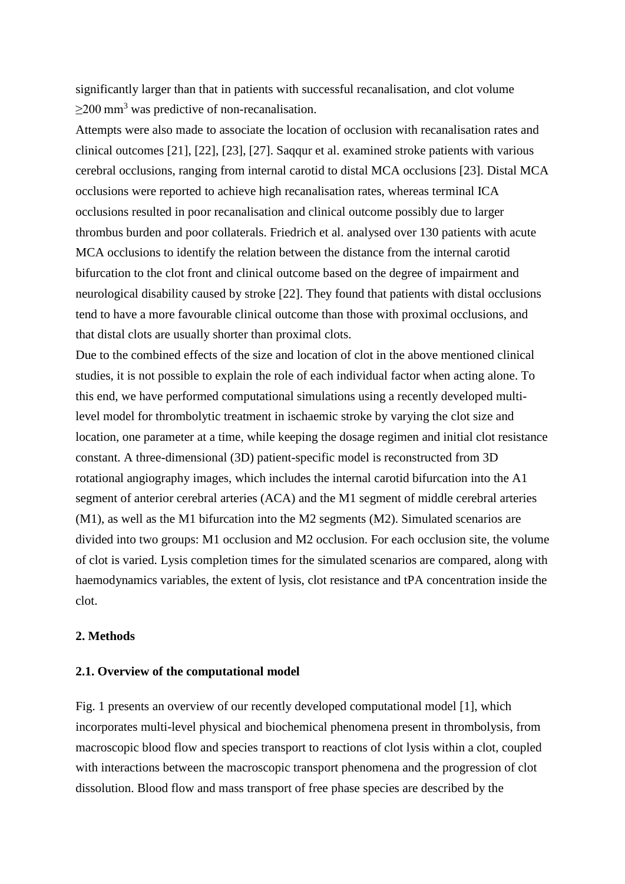significantly larger than that in patients with successful recanalisation, and clot volume $\geq$200 mm$^3$ was predictive of non-recanalisation.

Attempts were also made to associate the location of occlusion with recanalisation rates and clinical outcomes [21], [22], [23], [27]. Saqqur et al. examined stroke patients with various cerebral occlusions, ranging from internal carotid to distal MCA occlusions [23]. Distal MCA occlusions were reported to achieve high recanalisation rates, whereas terminal ICA occlusions resulted in poor recanalisation and clinical outcome possibly due to larger thrombus burden and poor collaterals. Friedrich et al. analysed over 130 patients with acute MCA occlusions to identify the relation between the distance from the internal carotid bifurcation to the clot front and clinical outcome based on the degree of impairment and neurological disability caused by stroke [22]. They found that patients with distal occlusions tend to have a more favourable clinical outcome than those with proximal occlusions, and that distal clots are usually shorter than proximal clots.

Due to the combined effects of the size and location of clot in the above mentioned clinical studies, it is not possible to explain the role of each individual factor when acting alone. To this end, we have performed computational simulations using a recently developed multi-level model for thrombolytic treatment in ischaemic stroke by varying the clot size and location, one parameter at a time, while keeping the dosage regimen and initial clot resistance constant. A three-dimensional (3D) patient-specific model is reconstructed from 3D rotational angiography images, which includes the internal carotid bifurcation into the A1 segment of anterior cerebral arteries (ACA) and the M1 segment of middle cerebral arteries (M1), as well as the M1 bifurcation into the M2 segments (M2). Simulated scenarios are divided into two groups: M1 occlusion and M2 occlusion. For each occlusion site, the volume of clot is varied. Lysis completion times for the simulated scenarios are compared, along with haemodynamics variables, the extent of lysis, clot resistance and tPA concentration inside the clot.

## 2. Methods

### 2.1. Overview of the computational model

Fig. 1 presents an overview of our recently developed computational model [1], which incorporates multi-level physical and biochemical phenomena present in thrombolysis, from macroscopic blood flow and species transport to reactions of clot lysis within a clot, coupled with interactions between the macroscopic transport phenomena and the progression of clot dissolution. Blood flow and mass transport of free phase species are described by the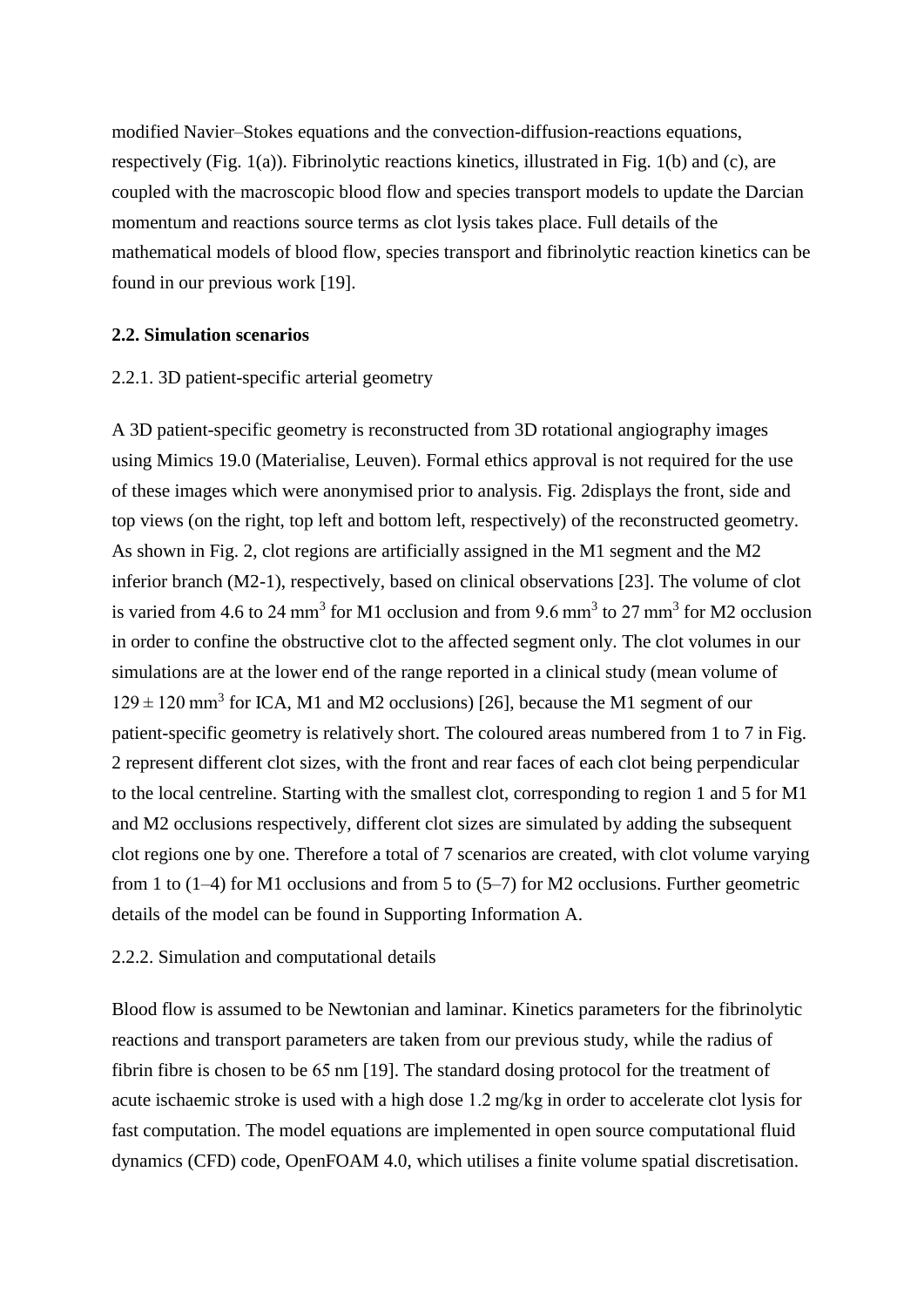modified Navier–Stokes equations and the convection-diffusion-reactions equations, respectively (Fig. 1(a)). Fibrinolytic reactions kinetics, illustrated in Fig. 1(b) and (c), are coupled with the macroscopic blood flow and species transport models to update the Darcian momentum and reactions source terms as clot lysis takes place. Full details of the mathematical models of blood flow, species transport and fibrinolytic reaction kinetics can be found in our previous work [19].

### 2.2. Simulation scenarios

#### 2.2.1. 3D patient-specific arterial geometry

A 3D patient-specific geometry is reconstructed from 3D rotational angiography images using Mimics 19.0 (Materialise, Leuven). Formal ethics approval is not required for the use of these images which were anonymised prior to analysis. Fig. 2displays the front, side and top views (on the right, top left and bottom left, respectively) of the reconstructed geometry. As shown in Fig. 2, clot regions are artificially assigned in the M1 segment and the M2 inferior branch (M2-1), respectively, based on clinical observations [23]. The volume of clot is varied from 4.6 to 24 $mm^3$ for M1 occlusion and from 9.6 $mm^3$ to 27 $mm^3$ for M2 occlusion in order to confine the obstructive clot to the affected segment only. The clot volumes in our simulations are at the lower end of the range reported in a clinical study (mean volume of $129 \pm 120$ $mm^3$ for ICA, M1 and M2 occlusions) [26], because the M1 segment of our patient-specific geometry is relatively short. The coloured areas numbered from 1 to 7 in Fig. 2 represent different clot sizes, with the front and rear faces of each clot being perpendicular to the local centreline. Starting with the smallest clot, corresponding to region 1 and 5 for M1 and M2 occlusions respectively, different clot sizes are simulated by adding the subsequent clot regions one by one. Therefore a total of 7 scenarios are created, with clot volume varying from 1 to (1–4) for M1 occlusions and from 5 to (5–7) for M2 occlusions. Further geometric details of the model can be found in Supporting Information A.

#### 2.2.2. Simulation and computational details

Blood flow is assumed to be Newtonian and laminar. Kinetics parameters for the fibrinolytic reactions and transport parameters are taken from our previous study, while the radius of fibrin fibre is chosen to be 65 nm [19]. The standard dosing protocol for the treatment of acute ischaemic stroke is used with a high dose 1.2 mg/kg in order to accelerate clot lysis for fast computation. The model equations are implemented in open source computational fluid dynamics (CFD) code, OpenFOAM 4.0, which utilises a finite volume spatial discretisation.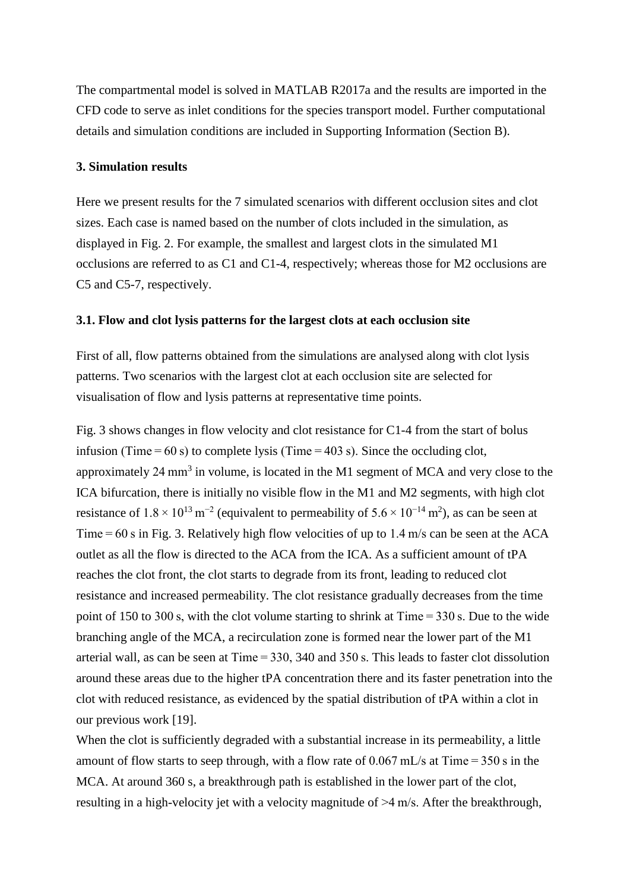The compartmental model is solved in MATLAB R2017a and the results are imported in the CFD code to serve as inlet conditions for the species transport model. Further computational details and simulation conditions are included in Supporting Information (Section B).

## 3. Simulation results

Here we present results for the 7 simulated scenarios with different occlusion sites and clot sizes. Each case is named based on the number of clots included in the simulation, as displayed in Fig. 2. For example, the smallest and largest clots in the simulated M1 occlusions are referred to as C1 and C1-4, respectively; whereas those for M2 occlusions are C5 and C5-7, respectively.

### 3.1. Flow and clot lysis patterns for the largest clots at each occlusion site

First of all, flow patterns obtained from the simulations are analysed along with clot lysis patterns. Two scenarios with the largest clot at each occlusion site are selected for visualisation of flow and lysis patterns at representative time points.

Fig. 3 shows changes in flow velocity and clot resistance for C1-4 from the start of bolus infusion (Time = 60 s) to complete lysis (Time = 403 s). Since the occluding clot, approximately 24 $mm^3$ in volume, is located in the M1 segment of MCA and very close to the ICA bifurcation, there is initially no visible flow in the M1 and M2 segments, with high clot resistance of $1.8 \times 10^{13}$ $m^{-2}$ (equivalent to permeability of $5.6 \times 10^{-14}$ $m^2$), as can be seen at Time = 60 s in Fig. 3. Relatively high flow velocities of up to 1.4 m/s can be seen at the ACA outlet as all the flow is directed to the ACA from the ICA. As a sufficient amount of tPA reaches the clot front, the clot starts to degrade from its front, leading to reduced clot resistance and increased permeability. The clot resistance gradually decreases from the time point of 150 to 300 s, with the clot volume starting to shrink at Time = 330 s. Due to the wide branching angle of the MCA, a recirculation zone is formed near the lower part of the M1 arterial wall, as can be seen at Time = 330, 340 and 350 s. This leads to faster clot dissolution around these areas due to the higher tPA concentration there and its faster penetration into the clot with reduced resistance, as evidenced by the spatial distribution of tPA within a clot in our previous work [19].

When the clot is sufficiently degraded with a substantial increase in its permeability, a little amount of flow starts to seep through, with a flow rate of 0.067 mL/s at Time = 350 s in the MCA. At around 360 s, a breakthrough path is established in the lower part of the clot, resulting in a high-velocity jet with a velocity magnitude of >4 m/s. After the breakthrough,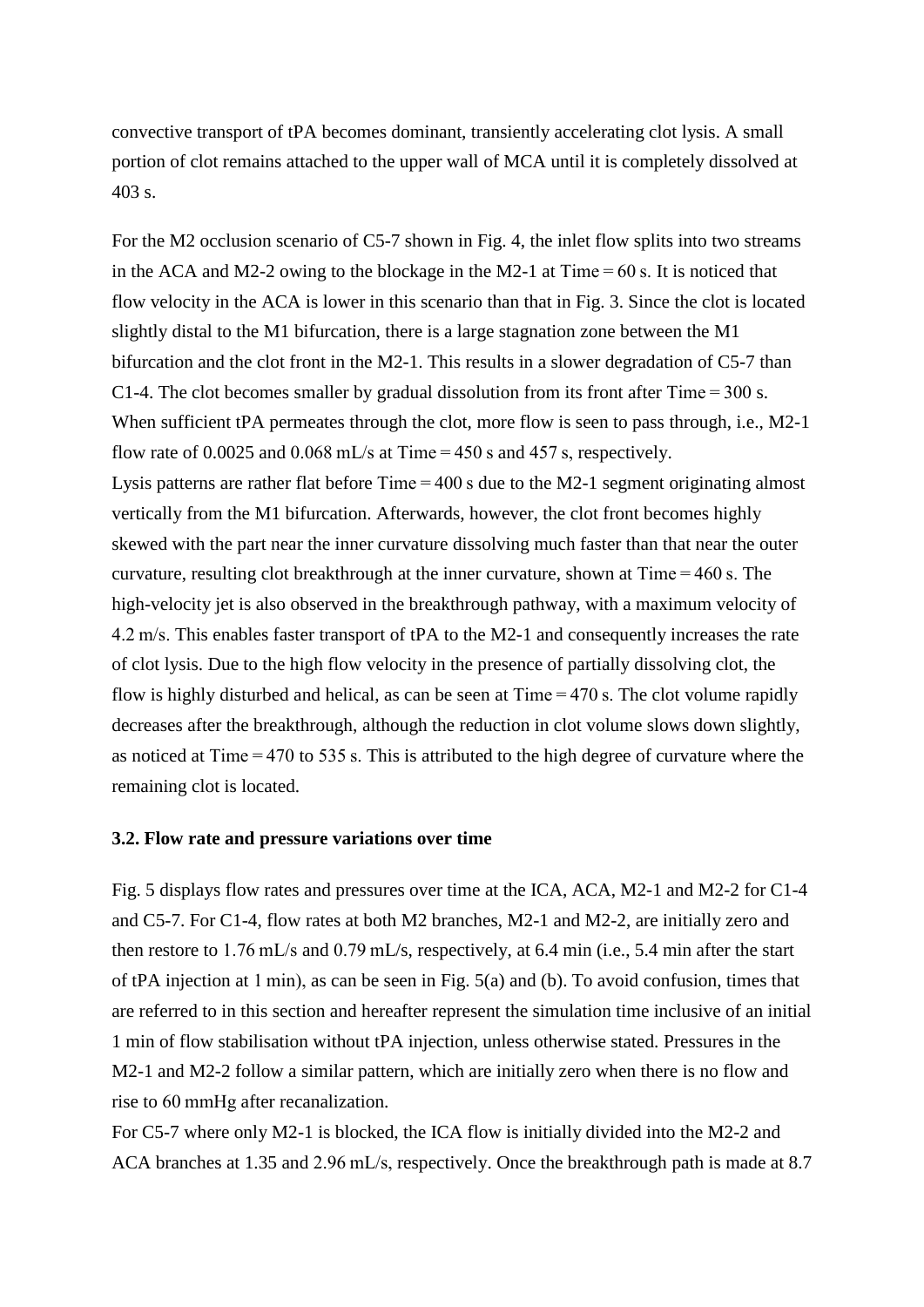convective transport of tPA becomes dominant, transiently accelerating clot lysis. A small portion of clot remains attached to the upper wall of MCA until it is completely dissolved at 403 s.

For the M2 occlusion scenario of C5-7 shown in Fig. 4, the inlet flow splits into two streams in the ACA and M2-2 owing to the blockage in the M2-1 at Time = 60 s. It is noticed that flow velocity in the ACA is lower in this scenario than that in Fig. 3. Since the clot is located slightly distal to the M1 bifurcation, there is a large stagnation zone between the M1 bifurcation and the clot front in the M2-1. This results in a slower degradation of C5-7 than C1-4. The clot becomes smaller by gradual dissolution from its front after Time = 300 s. When sufficient tPA permeates through the clot, more flow is seen to pass through, i.e., M2-1 flow rate of 0.0025 and 0.068 mL/s at Time = 450 s and 457 s, respectively.
Lysis patterns are rather flat before Time = 400 s due to the M2-1 segment originating almost vertically from the M1 bifurcation. Afterwards, however, the clot front becomes highly skewed with the part near the inner curvature dissolving much faster than that near the outer curvature, resulting clot breakthrough at the inner curvature, shown at Time = 460 s. The high-velocity jet is also observed in the breakthrough pathway, with a maximum velocity of 4.2 m/s. This enables faster transport of tPA to the M2-1 and consequently increases the rate of clot lysis. Due to the high flow velocity in the presence of partially dissolving clot, the flow is highly disturbed and helical, as can be seen at Time = 470 s. The clot volume rapidly decreases after the breakthrough, although the reduction in clot volume slows down slightly, as noticed at Time = 470 to 535 s. This is attributed to the high degree of curvature where the remaining clot is located.

### 3.2. Flow rate and pressure variations over time

Fig. 5 displays flow rates and pressures over time at the ICA, ACA, M2-1 and M2-2 for C1-4 and C5-7. For C1-4, flow rates at both M2 branches, M2-1 and M2-2, are initially zero and then restore to 1.76 mL/s and 0.79 mL/s, respectively, at 6.4 min (i.e., 5.4 min after the start of tPA injection at 1 min), as can be seen in Fig. 5(a) and (b). To avoid confusion, times that are referred to in this section and hereafter represent the simulation time inclusive of an initial 1 min of flow stabilisation without tPA injection, unless otherwise stated. Pressures in the M2-1 and M2-2 follow a similar pattern, which are initially zero when there is no flow and rise to 60 mmHg after recanalization.
For C5-7 where only M2-1 is blocked, the ICA flow is initially divided into the M2-2 and ACA branches at 1.35 and 2.96 mL/s, respectively. Once the breakthrough path is made at 8.7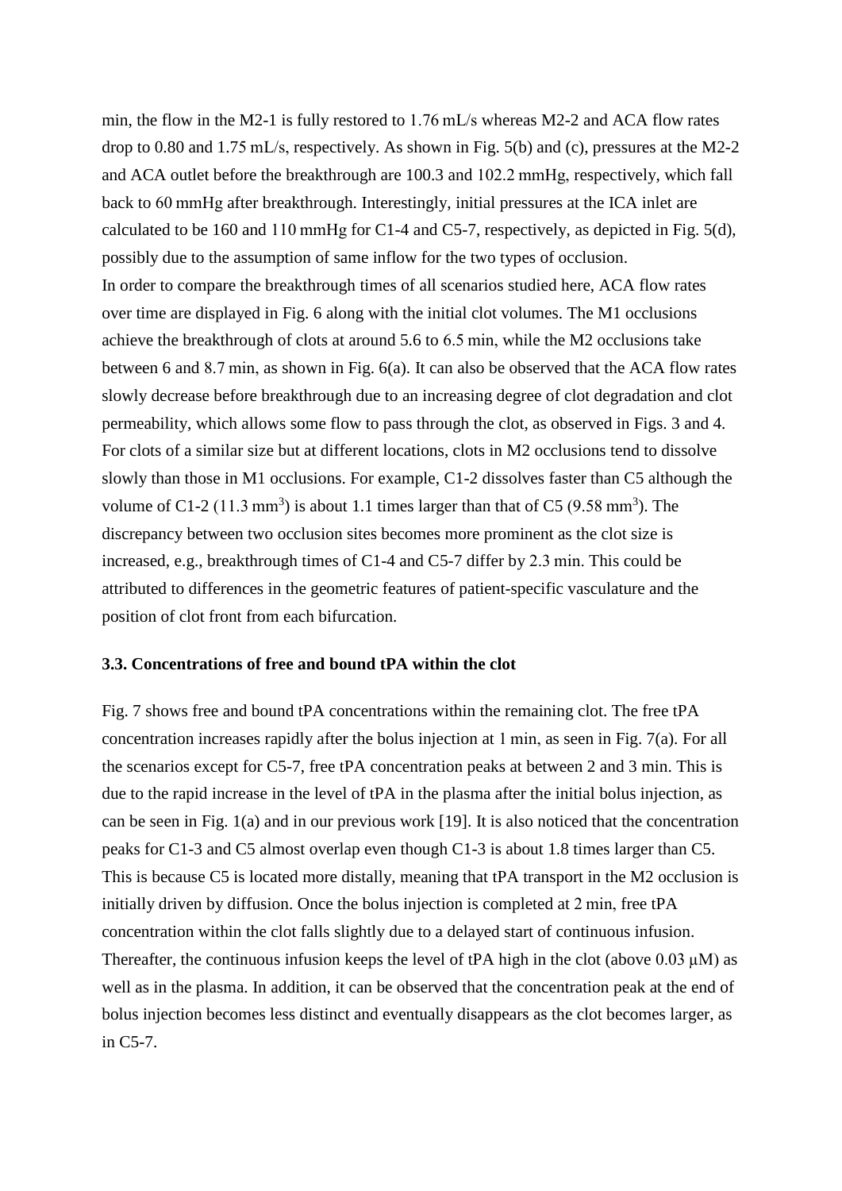min, the flow in the M2-1 is fully restored to 1.76 mL/s whereas M2-2 and ACA flow rates drop to 0.80 and 1.75 mL/s, respectively. As shown in Fig. 5(b) and (c), pressures at the M2-2 and ACA outlet before the breakthrough are 100.3 and 102.2 mmHg, respectively, which fall back to 60 mmHg after breakthrough. Interestingly, initial pressures at the ICA inlet are calculated to be 160 and 110 mmHg for C1-4 and C5-7, respectively, as depicted in Fig. 5(d), possibly due to the assumption of same inflow for the two types of occlusion.

In order to compare the breakthrough times of all scenarios studied here, ACA flow rates over time are displayed in Fig. 6 along with the initial clot volumes. The M1 occlusions achieve the breakthrough of clots at around 5.6 to 6.5 min, while the M2 occlusions take between 6 and 8.7 min, as shown in Fig. 6(a). It can also be observed that the ACA flow rates slowly decrease before breakthrough due to an increasing degree of clot degradation and clot permeability, which allows some flow to pass through the clot, as observed in Figs. 3 and 4. For clots of a similar size but at different locations, clots in M2 occlusions tend to dissolve slowly than those in M1 occlusions. For example, C1-2 dissolves faster than C5 although the volume of C1-2 (11.3 $mm^3$) is about 1.1 times larger than that of C5 (9.58 $mm^3$). The discrepancy between two occlusion sites becomes more prominent as the clot size is increased, e.g., breakthrough times of C1-4 and C5-7 differ by 2.3 min. This could be attributed to differences in the geometric features of patient-specific vasculature and the position of clot front from each bifurcation.

### 3.3. Concentrations of free and bound tPA within the clot

Fig. 7 shows free and bound tPA concentrations within the remaining clot. The free tPA concentration increases rapidly after the bolus injection at 1 min, as seen in Fig. 7(a). For all the scenarios except for C5-7, free tPA concentration peaks at between 2 and 3 min. This is due to the rapid increase in the level of tPA in the plasma after the initial bolus injection, as can be seen in Fig. 1(a) and in our previous work [19]. It is also noticed that the concentration peaks for C1-3 and C5 almost overlap even though C1-3 is about 1.8 times larger than C5. This is because C5 is located more distally, meaning that tPA transport in the M2 occlusion is initially driven by diffusion. Once the bolus injection is completed at 2 min, free tPA concentration within the clot falls slightly due to a delayed start of continuous infusion. Thereafter, the continuous infusion keeps the level of tPA high in the clot (above 0.03 μM) as well as in the plasma. In addition, it can be observed that the concentration peak at the end of bolus injection becomes less distinct and eventually disappears as the clot becomes larger, as in C5-7.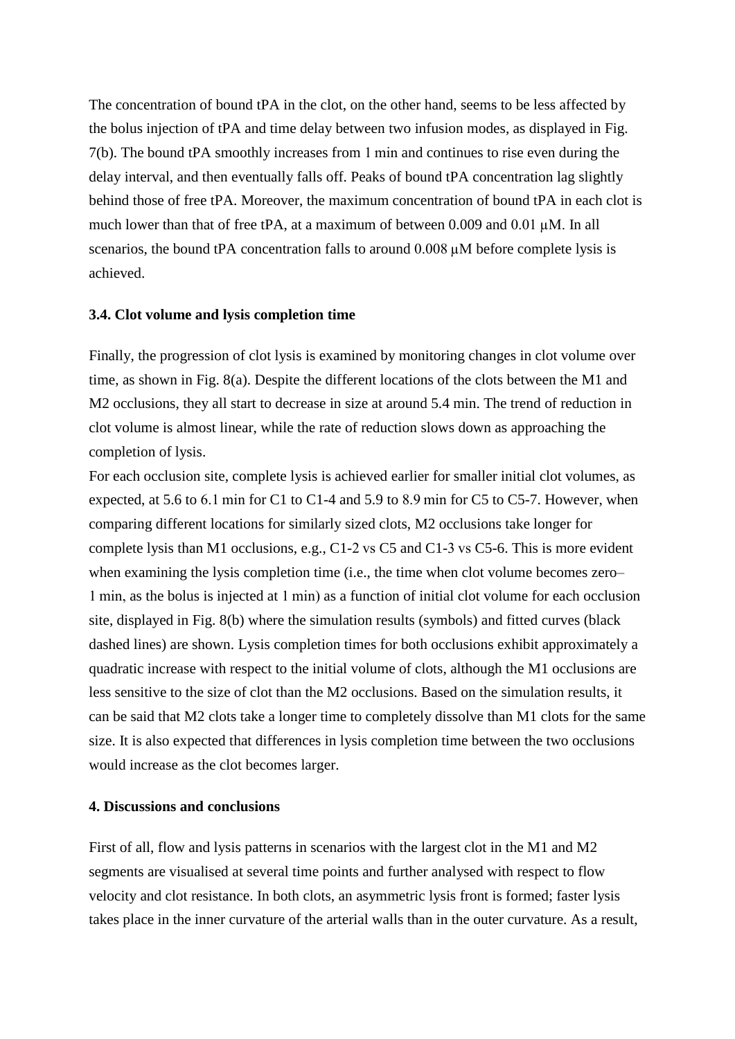The concentration of bound tPA in the clot, on the other hand, seems to be less affected by the bolus injection of tPA and time delay between two infusion modes, as displayed in Fig. 7(b). The bound tPA smoothly increases from 1 min and continues to rise even during the delay interval, and then eventually falls off. Peaks of bound tPA concentration lag slightly behind those of free tPA. Moreover, the maximum concentration of bound tPA in each clot is much lower than that of free tPA, at a maximum of between 0.009 and 0.01 μM. In all scenarios, the bound tPA concentration falls to around 0.008 μM before complete lysis is achieved.

### 3.4. Clot volume and lysis completion time

Finally, the progression of clot lysis is examined by monitoring changes in clot volume over time, as shown in Fig. 8(a). Despite the different locations of the clots between the M1 and M2 occlusions, they all start to decrease in size at around 5.4 min. The trend of reduction in clot volume is almost linear, while the rate of reduction slows down as approaching the completion of lysis.

For each occlusion site, complete lysis is achieved earlier for smaller initial clot volumes, as expected, at 5.6 to 6.1 min for C1 to C1-4 and 5.9 to 8.9 min for C5 to C5-7. However, when comparing different locations for similarly sized clots, M2 occlusions take longer for complete lysis than M1 occlusions, e.g., C1-2 vs C5 and C1-3 vs C5-6. This is more evident when examining the lysis completion time (i.e., the time when clot volume becomes zero– 1 min, as the bolus is injected at 1 min) as a function of initial clot volume for each occlusion site, displayed in Fig. 8(b) where the simulation results (symbols) and fitted curves (black dashed lines) are shown. Lysis completion times for both occlusions exhibit approximately a quadratic increase with respect to the initial volume of clots, although the M1 occlusions are less sensitive to the size of clot than the M2 occlusions. Based on the simulation results, it can be said that M2 clots take a longer time to completely dissolve than M1 clots for the same size. It is also expected that differences in lysis completion time between the two occlusions would increase as the clot becomes larger.

## 4. Discussions and conclusions

First of all, flow and lysis patterns in scenarios with the largest clot in the M1 and M2 segments are visualised at several time points and further analysed with respect to flow velocity and clot resistance. In both clots, an asymmetric lysis front is formed; faster lysis takes place in the inner curvature of the arterial walls than in the outer curvature. As a result,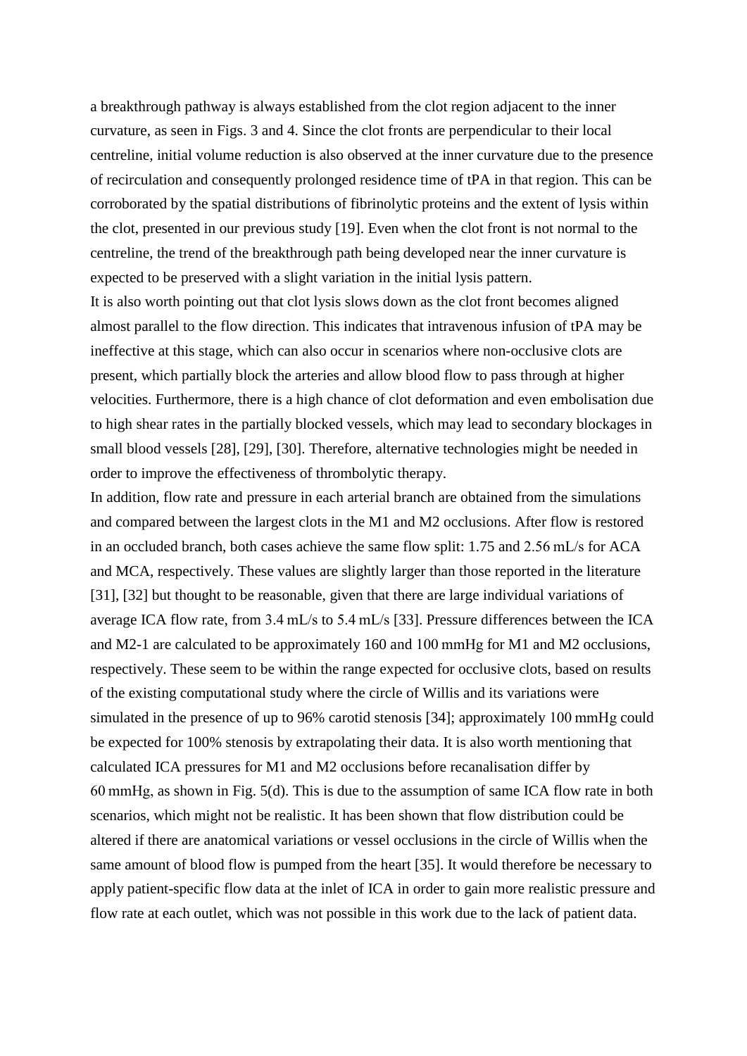a breakthrough pathway is always established from the clot region adjacent to the inner curvature, as seen in Figs. 3 and 4. Since the clot fronts are perpendicular to their local centreline, initial volume reduction is also observed at the inner curvature due to the presence of recirculation and consequently prolonged residence time of tPA in that region. This can be corroborated by the spatial distributions of fibrinolytic proteins and the extent of lysis within the clot, presented in our previous study [19]. Even when the clot front is not normal to the centreline, the trend of the breakthrough path being developed near the inner curvature is expected to be preserved with a slight variation in the initial lysis pattern.

It is also worth pointing out that clot lysis slows down as the clot front becomes aligned almost parallel to the flow direction. This indicates that intravenous infusion of tPA may be ineffective at this stage, which can also occur in scenarios where non-occlusive clots are present, which partially block the arteries and allow blood flow to pass through at higher velocities. Furthermore, there is a high chance of clot deformation and even embolisation due to high shear rates in the partially blocked vessels, which may lead to secondary blockages in small blood vessels [28], [29], [30]. Therefore, alternative technologies might be needed in order to improve the effectiveness of thrombolytic therapy.

In addition, flow rate and pressure in each arterial branch are obtained from the simulations and compared between the largest clots in the M1 and M2 occlusions. After flow is restored in an occluded branch, both cases achieve the same flow split: 1.75 and 2.56 mL/s for ACA and MCA, respectively. These values are slightly larger than those reported in the literature [31], [32] but thought to be reasonable, given that there are large individual variations of average ICA flow rate, from 3.4 mL/s to 5.4 mL/s [33]. Pressure differences between the ICA and M2-1 are calculated to be approximately 160 and 100 mmHg for M1 and M2 occlusions, respectively. These seem to be within the range expected for occlusive clots, based on results of the existing computational study where the circle of Willis and its variations were simulated in the presence of up to 96% carotid stenosis [34]; approximately 100 mmHg could be expected for 100% stenosis by extrapolating their data. It is also worth mentioning that calculated ICA pressures for M1 and M2 occlusions before recanalisation differ by 60 mmHg, as shown in Fig. 5(d). This is due to the assumption of same ICA flow rate in both scenarios, which might not be realistic. It has been shown that flow distribution could be altered if there are anatomical variations or vessel occlusions in the circle of Willis when the same amount of blood flow is pumped from the heart [35]. It would therefore be necessary to apply patient-specific flow data at the inlet of ICA in order to gain more realistic pressure and flow rate at each outlet, which was not possible in this work due to the lack of patient data.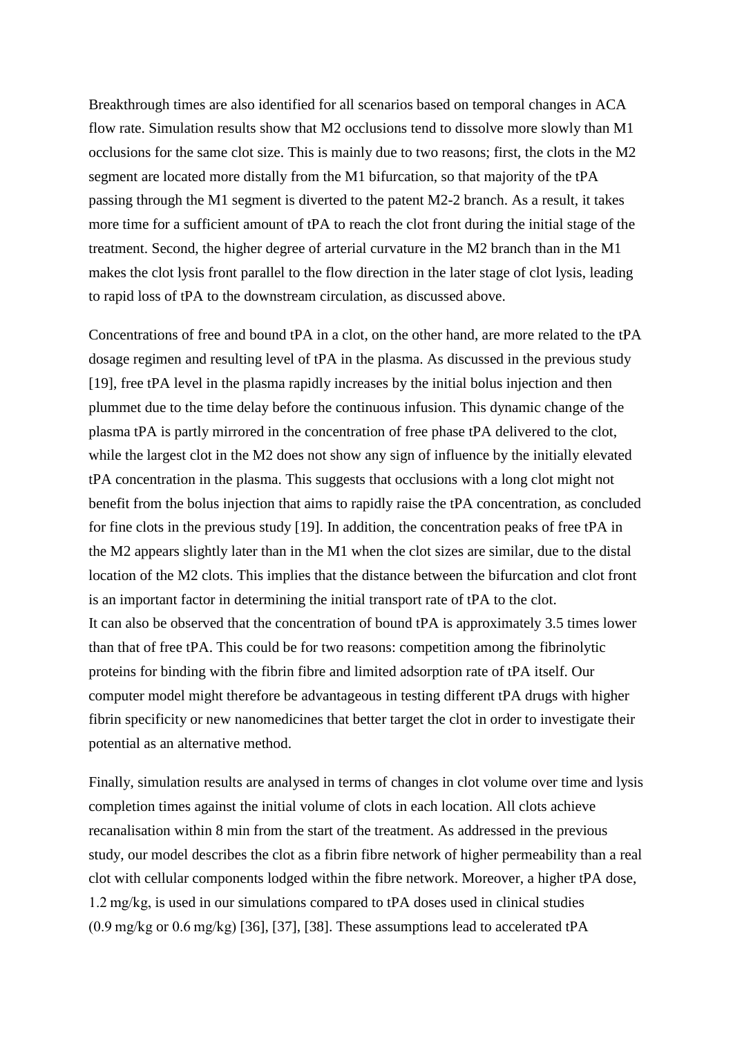Breakthrough times are also identified for all scenarios based on temporal changes in ACA flow rate. Simulation results show that M2 occlusions tend to dissolve more slowly than M1 occlusions for the same clot size. This is mainly due to two reasons; first, the clots in the M2 segment are located more distally from the M1 bifurcation, so that majority of the tPA passing through the M1 segment is diverted to the patent M2-2 branch. As a result, it takes more time for a sufficient amount of tPA to reach the clot front during the initial stage of the treatment. Second, the higher degree of arterial curvature in the M2 branch than in the M1 makes the clot lysis front parallel to the flow direction in the later stage of clot lysis, leading to rapid loss of tPA to the downstream circulation, as discussed above.

Concentrations of free and bound tPA in a clot, on the other hand, are more related to the tPA dosage regimen and resulting level of tPA in the plasma. As discussed in the previous study [19], free tPA level in the plasma rapidly increases by the initial bolus injection and then plummet due to the time delay before the continuous infusion. This dynamic change of the plasma tPA is partly mirrored in the concentration of free phase tPA delivered to the clot, while the largest clot in the M2 does not show any sign of influence by the initially elevated tPA concentration in the plasma. This suggests that occlusions with a long clot might not benefit from the bolus injection that aims to rapidly raise the tPA concentration, as concluded for fine clots in the previous study [19]. In addition, the concentration peaks of free tPA in the M2 appears slightly later than in the M1 when the clot sizes are similar, due to the distal location of the M2 clots. This implies that the distance between the bifurcation and clot front is an important factor in determining the initial transport rate of tPA to the clot.
It can also be observed that the concentration of bound tPA is approximately 3.5 times lower than that of free tPA. This could be for two reasons: competition among the fibrinolytic proteins for binding with the fibrin fibre and limited adsorption rate of tPA itself. Our computer model might therefore be advantageous in testing different tPA drugs with higher fibrin specificity or new nanomedicines that better target the clot in order to investigate their potential as an alternative method.

Finally, simulation results are analysed in terms of changes in clot volume over time and lysis completion times against the initial volume of clots in each location. All clots achieve recanalisation within 8 min from the start of the treatment. As addressed in the previous study, our model describes the clot as a fibrin fibre network of higher permeability than a real clot with cellular components lodged within the fibre network. Moreover, a higher tPA dose, 1.2 mg/kg, is used in our simulations compared to tPA doses used in clinical studies (0.9 mg/kg or 0.6 mg/kg) [36], [37], [38]. These assumptions lead to accelerated tPA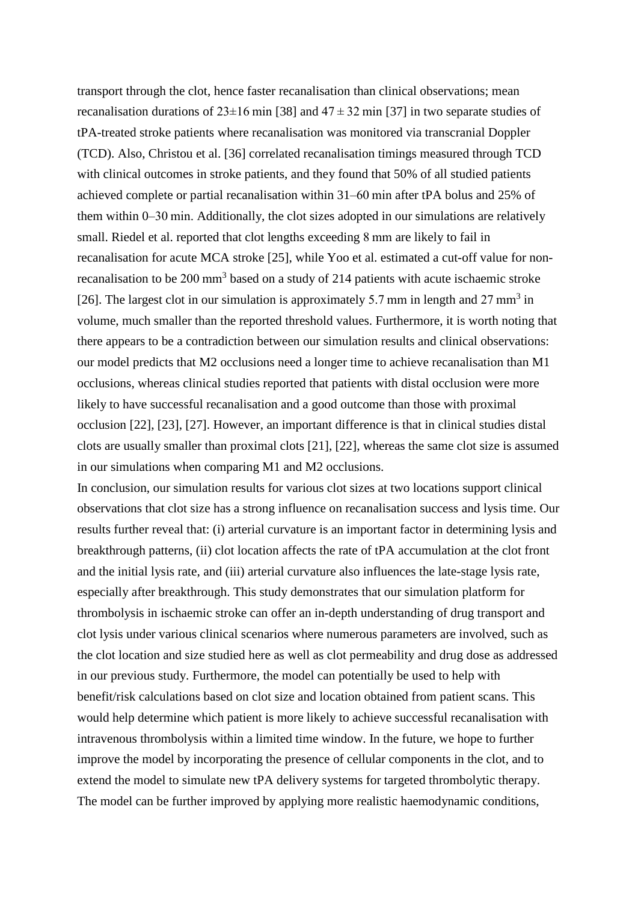transport through the clot, hence faster recanalisation than clinical observations; mean recanalisation durations of 23±16 min [38] and 47 ± 32 min [37] in two separate studies of tPA-treated stroke patients where recanalisation was monitored via transcranial Doppler (TCD). Also, Christou et al. [36] correlated recanalisation timings measured through TCD with clinical outcomes in stroke patients, and they found that 50% of all studied patients achieved complete or partial recanalisation within 31–60 min after tPA bolus and 25% of them within 0–30 min. Additionally, the clot sizes adopted in our simulations are relatively small. Riedel et al. reported that clot lengths exceeding 8 mm are likely to fail in recanalisation for acute MCA stroke [25], while Yoo et al. estimated a cut-off value for non-recanalisation to be 200 $mm^3$ based on a study of 214 patients with acute ischaemic stroke [26]. The largest clot in our simulation is approximately 5.7 mm in length and 27 $mm^3$ in volume, much smaller than the reported threshold values. Furthermore, it is worth noting that there appears to be a contradiction between our simulation results and clinical observations: our model predicts that M2 occlusions need a longer time to achieve recanalisation than M1 occlusions, whereas clinical studies reported that patients with distal occlusion were more likely to have successful recanalisation and a good outcome than those with proximal occlusion [22], [23], [27]. However, an important difference is that in clinical studies distal clots are usually smaller than proximal clots [21], [22], whereas the same clot size is assumed in our simulations when comparing M1 and M2 occlusions.

In conclusion, our simulation results for various clot sizes at two locations support clinical observations that clot size has a strong influence on recanalisation success and lysis time. Our results further reveal that: (i) arterial curvature is an important factor in determining lysis and breakthrough patterns, (ii) clot location affects the rate of tPA accumulation at the clot front and the initial lysis rate, and (iii) arterial curvature also influences the late-stage lysis rate, especially after breakthrough. This study demonstrates that our simulation platform for thrombolysis in ischaemic stroke can offer an in-depth understanding of drug transport and clot lysis under various clinical scenarios where numerous parameters are involved, such as the clot location and size studied here as well as clot permeability and drug dose as addressed in our previous study. Furthermore, the model can potentially be used to help with benefit/risk calculations based on clot size and location obtained from patient scans. This would help determine which patient is more likely to achieve successful recanalisation with intravenous thrombolysis within a limited time window. In the future, we hope to further improve the model by incorporating the presence of cellular components in the clot, and to extend the model to simulate new tPA delivery systems for targeted thrombolytic therapy. The model can be further improved by applying more realistic haemodynamic conditions,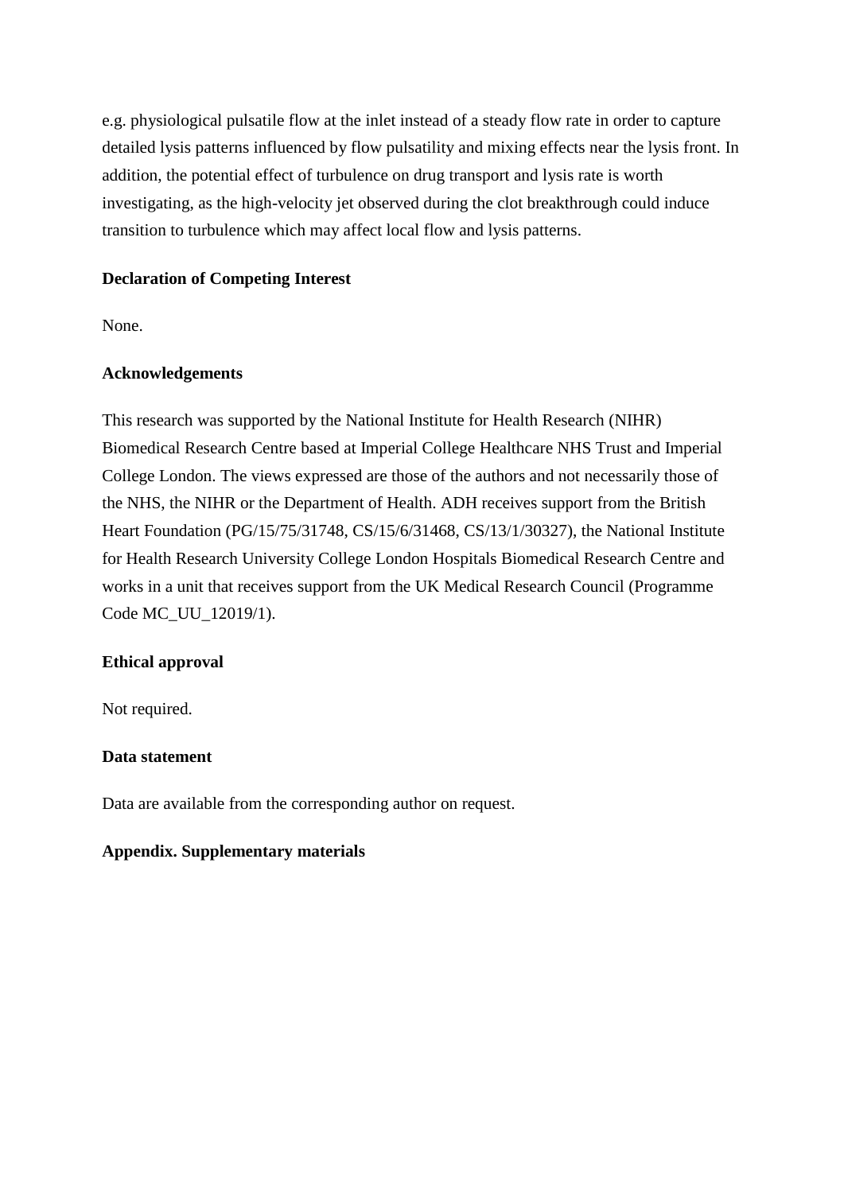e.g. physiological pulsatile flow at the inlet instead of a steady flow rate in order to capture detailed lysis patterns influenced by flow pulsatility and mixing effects near the lysis front. In addition, the potential effect of turbulence on drug transport and lysis rate is worth investigating, as the high-velocity jet observed during the clot breakthrough could induce transition to turbulence which may affect local flow and lysis patterns.

**Declaration of Competing Interest**

None.

**Acknowledgements**

This research was supported by the National Institute for Health Research (NIHR) Biomedical Research Centre based at Imperial College Healthcare NHS Trust and Imperial College London. The views expressed are those of the authors and not necessarily those of the NHS, the NIHR or the Department of Health. ADH receives support from the British Heart Foundation (PG/15/75/31748, CS/15/6/31468, CS/13/1/30327), the National Institute for Health Research University College London Hospitals Biomedical Research Centre and works in a unit that receives support from the UK Medical Research Council (Programme Code MC_UU_12019/1).

**Ethical approval**

Not required.

**Data statement**

Data are available from the corresponding author on request.

**Appendix. Supplementary materials**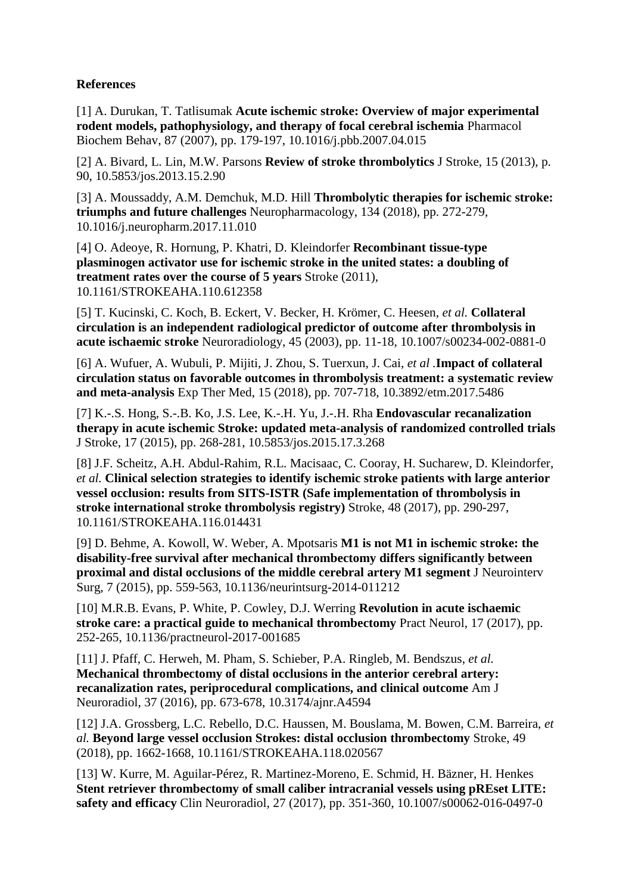**References**

[1] A. Durukan, T. Tatlisumak **Acute ischemic stroke: Overview of major experimental rodent models, pathophysiology, and therapy of focal cerebral ischemia** Pharmacol Biochem Behav, 87 (2007), pp. 179-197, 10.1016/j.pbb.2007.04.015

[2] A. Bivard, L. Lin, M.W. Parsons **Review of stroke thrombolytics** J Stroke, 15 (2013), p. 90, 10.5853/jos.2013.15.2.90

[3] A. Moussaddy, A.M. Demchuk, M.D. Hill **Thrombolytic therapies for ischemic stroke: triumphs and future challenges** Neuropharmacology, 134 (2018), pp. 272-279, 10.1016/j.neuropharm.2017.11.010

[4] O. Adeoye, R. Hornung, P. Khatri, D. Kleindorfer **Recombinant tissue-type plasminogen activator use for ischemic stroke in the united states: a doubling of treatment rates over the course of 5 years** Stroke (2011), 10.1161/STROKEAHA.110.612358

[5] T. Kucinski, C. Koch, B. Eckert, V. Becker, H. Krömer, C. Heesen, *et al.* **Collateral circulation is an independent radiological predictor of outcome after thrombolysis in acute ischaemic stroke** Neuroradiology, 45 (2003), pp. 11-18, 10.1007/s00234-002-0881-0

[6] A. Wufuer, A. Wubuli, P. Mijiti, J. Zhou, S. Tuerxun, J. Cai, *et al* .**Impact of collateral circulation status on favorable outcomes in thrombolysis treatment: a systematic review and meta-analysis** Exp Ther Med, 15 (2018), pp. 707-718, 10.3892/etm.2017.5486

[7] K.-.S. Hong, S.-.B. Ko, J.S. Lee, K.-.H. Yu, J.-.H. Rha **Endovascular recanalization therapy in acute ischemic Stroke: updated meta-analysis of randomized controlled trials** J Stroke, 17 (2015), pp. 268-281, 10.5853/jos.2015.17.3.268

[8] J.F. Scheitz, A.H. Abdul-Rahim, R.L. Macisaac, C. Cooray, H. Sucharew, D. Kleindorfer, *et al.* **Clinical selection strategies to identify ischemic stroke patients with large anterior vessel occlusion: results from SITS-ISTR (Safe implementation of thrombolysis in stroke international stroke thrombolysis registry)** Stroke, 48 (2017), pp. 290-297, 10.1161/STROKEAHA.116.014431

[9] D. Behme, A. Kowoll, W. Weber, A. Mpotsaris **M1 is not M1 in ischemic stroke: the disability-free survival after mechanical thrombectomy differs significantly between proximal and distal occlusions of the middle cerebral artery M1 segment** J Neurointerv Surg, 7 (2015), pp. 559-563, 10.1136/neurintsurg-2014-011212

[10] M.R.B. Evans, P. White, P. Cowley, D.J. Werring **Revolution in acute ischaemic stroke care: a practical guide to mechanical thrombectomy** Pract Neurol, 17 (2017), pp. 252-265, 10.1136/practneurol-2017-001685

[11] J. Pfaff, C. Herweh, M. Pham, S. Schieber, P.A. Ringleb, M. Bendszus, *et al.* **Mechanical thrombectomy of distal occlusions in the anterior cerebral artery: recanalization rates, periprocedural complications, and clinical outcome** Am J Neuroradiol, 37 (2016), pp. 673-678, 10.3174/ajnr.A4594

[12] J.A. Grossberg, L.C. Rebello, D.C. Haussen, M. Bouslama, M. Bowen, C.M. Barreira, *et al.* **Beyond large vessel occlusion Strokes: distal occlusion thrombectomy** Stroke, 49 (2018), pp. 1662-1668, 10.1161/STROKEAHA.118.020567

[13] W. Kurre, M. Aguilar-Pérez, R. Martinez-Moreno, E. Schmid, H. Bäzner, H. Henkes **Stent retriever thrombectomy of small caliber intracranial vessels using pREset LITE: safety and efficacy** Clin Neuroradiol, 27 (2017), pp. 351-360, 10.1007/s00062-016-0497-0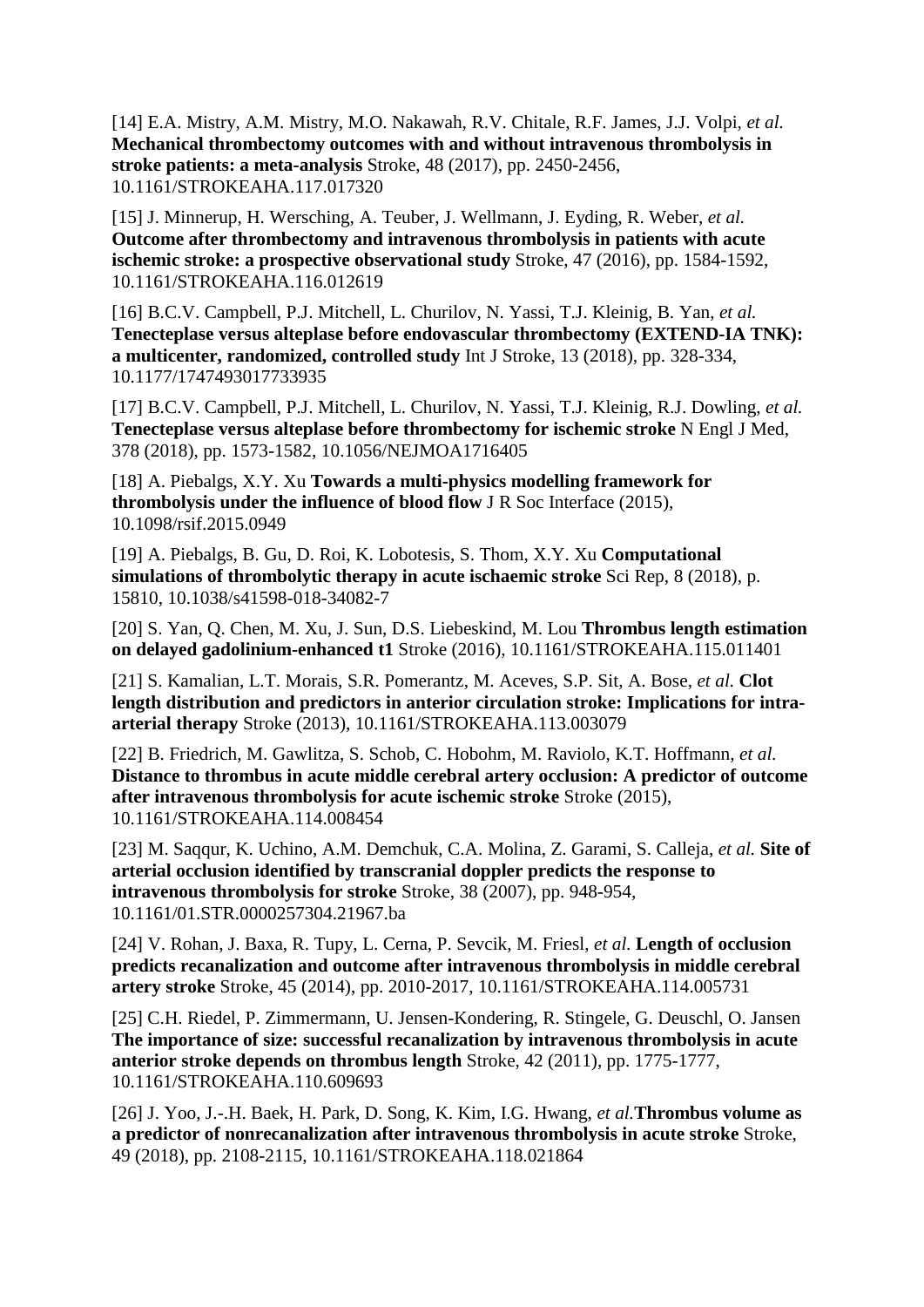[14] E.A. Mistry, A.M. Mistry, M.O. Nakawah, R.V. Chitale, R.F. James, J.J. Volpi, *et al.* **Mechanical thrombectomy outcomes with and without intravenous thrombolysis in stroke patients: a meta-analysis** Stroke, 48 (2017), pp. 2450-2456, 10.1161/STROKEAHA.117.017320

[15] J. Minnerup, H. Wersching, A. Teuber, J. Wellmann, J. Eyding, R. Weber, *et al.* **Outcome after thrombectomy and intravenous thrombolysis in patients with acute ischemic stroke: a prospective observational study** Stroke, 47 (2016), pp. 1584-1592, 10.1161/STROKEAHA.116.012619

[16] B.C.V. Campbell, P.J. Mitchell, L. Churilov, N. Yassi, T.J. Kleinig, B. Yan, *et al.* **Tenecteplase versus alteplase before endovascular thrombectomy (EXTEND-IA TNK): a multicenter, randomized, controlled study** Int J Stroke, 13 (2018), pp. 328-334, 10.1177/1747493017733935

[17] B.C.V. Campbell, P.J. Mitchell, L. Churilov, N. Yassi, T.J. Kleinig, R.J. Dowling, *et al.* **Tenecteplase versus alteplase before thrombectomy for ischemic stroke** N Engl J Med, 378 (2018), pp. 1573-1582, 10.1056/NEJMOA1716405

[18] A. Piebalgs, X.Y. Xu **Towards a multi-physics modelling framework for thrombolysis under the influence of blood flow** J R Soc Interface (2015), 10.1098/rsif.2015.0949

[19] A. Piebalgs, B. Gu, D. Roi, K. Lobotesis, S. Thom, X.Y. Xu **Computational simulations of thrombolytic therapy in acute ischaemic stroke** Sci Rep, 8 (2018), p. 15810, 10.1038/s41598-018-34082-7

[20] S. Yan, Q. Chen, M. Xu, J. Sun, D.S. Liebeskind, M. Lou **Thrombus length estimation on delayed gadolinium-enhanced t1** Stroke (2016), 10.1161/STROKEAHA.115.011401

[21] S. Kamalian, L.T. Morais, S.R. Pomerantz, M. Aceves, S.P. Sit, A. Bose, *et al.* **Clot length distribution and predictors in anterior circulation stroke: Implications for intra-arterial therapy** Stroke (2013), 10.1161/STROKEAHA.113.003079

[22] B. Friedrich, M. Gawlitza, S. Schob, C. Hobohm, M. Raviolo, K.T. Hoffmann, *et al.* **Distance to thrombus in acute middle cerebral artery occlusion: A predictor of outcome after intravenous thrombolysis for acute ischemic stroke** Stroke (2015), 10.1161/STROKEAHA.114.008454

[23] M. Saqqur, K. Uchino, A.M. Demchuk, C.A. Molina, Z. Garami, S. Calleja, *et al.* **Site of arterial occlusion identified by transcranial doppler predicts the response to intravenous thrombolysis for stroke** Stroke, 38 (2007), pp. 948-954, 10.1161/01.STR.0000257304.21967.ba

[24] V. Rohan, J. Baxa, R. Tupy, L. Cerna, P. Sevcik, M. Friesl, *et al.* **Length of occlusion predicts recanalization and outcome after intravenous thrombolysis in middle cerebral artery stroke** Stroke, 45 (2014), pp. 2010-2017, 10.1161/STROKEAHA.114.005731

[25] C.H. Riedel, P. Zimmermann, U. Jensen-Kondering, R. Stingele, G. Deuschl, O. Jansen **The importance of size: successful recanalization by intravenous thrombolysis in acute anterior stroke depends on thrombus length** Stroke, 42 (2011), pp. 1775-1777, 10.1161/STROKEAHA.110.609693

[26] J. Yoo, J.-.H. Baek, H. Park, D. Song, K. Kim, I.G. Hwang, *et al.***Thrombus volume as a predictor of nonrecanalization after intravenous thrombolysis in acute stroke** Stroke, 49 (2018), pp. 2108-2115, 10.1161/STROKEAHA.118.021864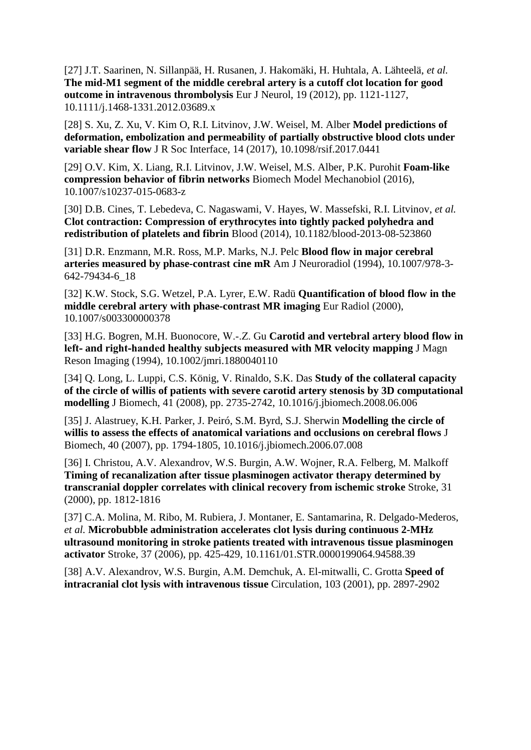[27] J.T. Saarinen, N. Sillanpää, H. Rusanen, J. Hakomäki, H. Huhtala, A. Lähteelä, *et al.* **The mid-M1 segment of the middle cerebral artery is a cutoff clot location for good outcome in intravenous thrombolysis** Eur J Neurol, 19 (2012), pp. 1121-1127, 10.1111/j.1468-1331.2012.03689.x

[28] S. Xu, Z. Xu, V. Kim O, R.I. Litvinov, J.W. Weisel, M. Alber **Model predictions of deformation, embolization and permeability of partially obstructive blood clots under variable shear flow** J R Soc Interface, 14 (2017), 10.1098/rsif.2017.0441

[29] O.V. Kim, X. Liang, R.I. Litvinov, J.W. Weisel, M.S. Alber, P.K. Purohit **Foam-like compression behavior of fibrin networks** Biomech Model Mechanobiol (2016), 10.1007/s10237-015-0683-z

[30] D.B. Cines, T. Lebedeva, C. Nagaswami, V. Hayes, W. Massefski, R.I. Litvinov, *et al.* **Clot contraction: Compression of erythrocytes into tightly packed polyhedra and redistribution of platelets and fibrin** Blood (2014), 10.1182/blood-2013-08-523860

[31] D.R. Enzmann, M.R. Ross, M.P. Marks, N.J. Pelc **Blood flow in major cerebral arteries measured by phase-contrast cine mR** Am J Neuroradiol (1994), 10.1007/978-3-642-79434-6_18

[32] K.W. Stock, S.G. Wetzel, P.A. Lyrer, E.W. Radü **Quantification of blood flow in the middle cerebral artery with phase-contrast MR imaging** Eur Radiol (2000), 10.1007/s003300000378

[33] H.G. Bogren, M.H. Buonocore, W.-.Z. Gu **Carotid and vertebral artery blood flow in left- and right-handed healthy subjects measured with MR velocity mapping** J Magn Reson Imaging (1994), 10.1002/jmri.1880040110

[34] Q. Long, L. Luppi, C.S. König, V. Rinaldo, S.K. Das **Study of the collateral capacity of the circle of willis of patients with severe carotid artery stenosis by 3D computational modelling** J Biomech, 41 (2008), pp. 2735-2742, 10.1016/j.jbiomech.2008.06.006

[35] J. Alastruey, K.H. Parker, J. Peiró, S.M. Byrd, S.J. Sherwin **Modelling the circle of willis to assess the effects of anatomical variations and occlusions on cerebral flows** J Biomech, 40 (2007), pp. 1794-1805, 10.1016/j.jbiomech.2006.07.008

[36] I. Christou, A.V. Alexandrov, W.S. Burgin, A.W. Wojner, R.A. Felberg, M. Malkoff **Timing of recanalization after tissue plasminogen activator therapy determined by transcranial doppler correlates with clinical recovery from ischemic stroke** Stroke, 31 (2000), pp. 1812-1816

[37] C.A. Molina, M. Ribo, M. Rubiera, J. Montaner, E. Santamarina, R. Delgado-Mederos, *et al.* **Microbubble administration accelerates clot lysis during continuous 2-MHz ultrasound monitoring in stroke patients treated with intravenous tissue plasminogen activator** Stroke, 37 (2006), pp. 425-429, 10.1161/01.STR.0000199064.94588.39

[38] A.V. Alexandrov, W.S. Burgin, A.M. Demchuk, A. El-mitwalli, C. Grotta **Speed of intracranial clot lysis with intravenous tissue** Circulation, 103 (2001), pp. 2897-2902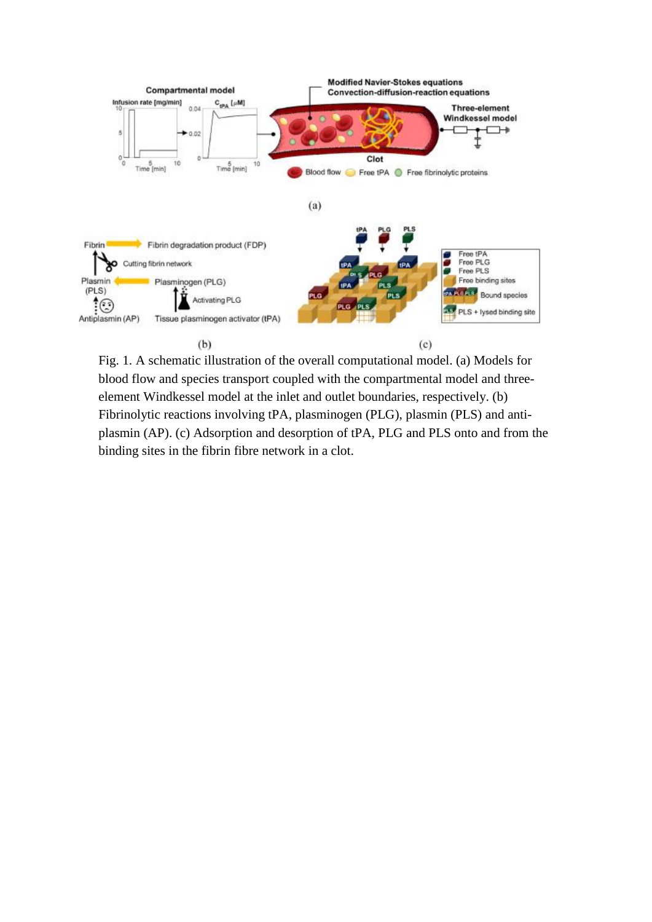Fig. 1. A schematic illustration of the overall computational model. (a) Models for blood flow and species transport coupled with the compartmental model and three-element Windkessel model at the inlet and outlet boundaries, respectively. (b) Fibrinolytic reactions involving tPA, plasminogen (PLG), plasmin (PLS) and anti-plasmin (AP). (c) Adsorption and desorption of tPA, PLG and PLS onto and from the binding sites in the fibrin fibre network in a clot.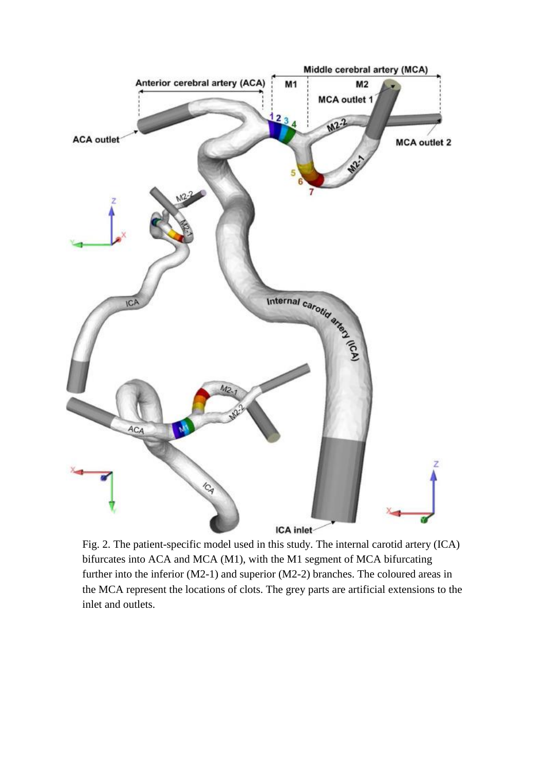Fig. 2. The patient-specific model used in this study. The internal carotid artery (ICA) bifurcates into ACA and MCA (M1), with the M1 segment of MCA bifurcating further into the inferior (M2-1) and superior (M2-2) branches. The coloured areas in the MCA represent the locations of clots. The grey parts are artificial extensions to the inlet and outlets.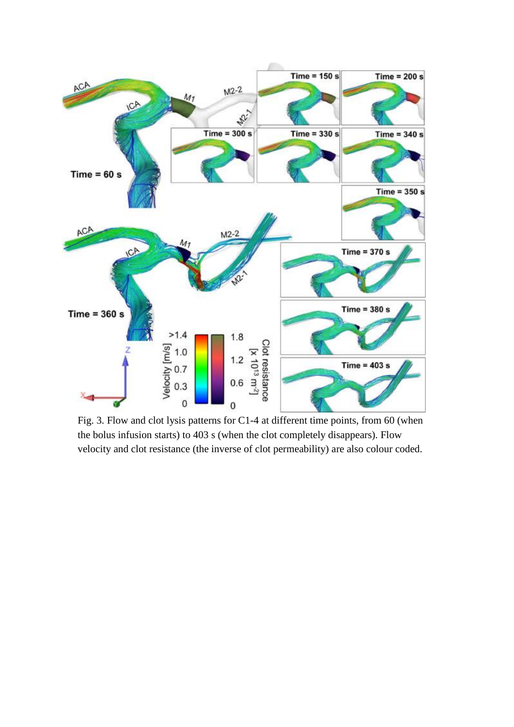Fig. 3. Flow and clot lysis patterns for C1-4 at different time points, from 60 (when the bolus infusion starts) to 403 s (when the clot completely disappears). Flow velocity and clot resistance (the inverse of clot permeability) are also colour coded.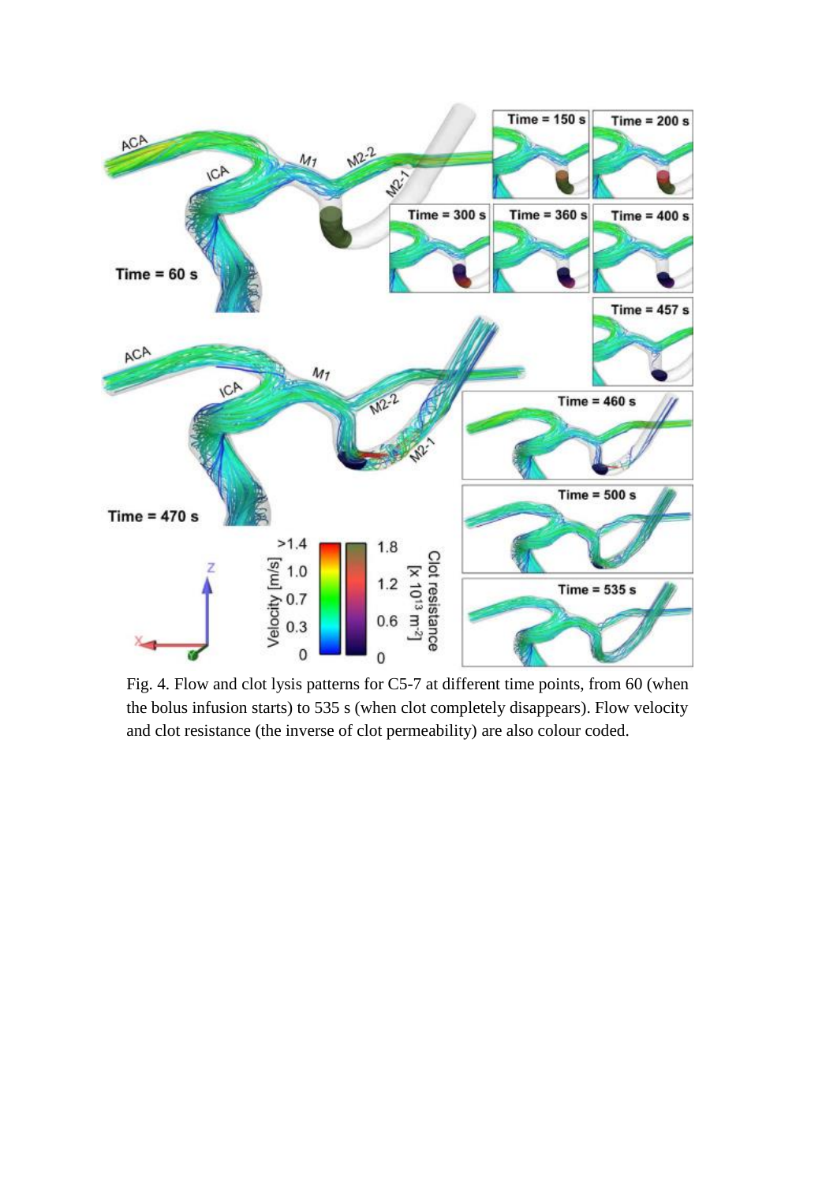Fig. 4. Flow and clot lysis patterns for C5-7 at different time points, from 60 (when the bolus infusion starts) to 535 s (when clot completely disappears). Flow velocity and clot resistance (the inverse of clot permeability) are also colour coded.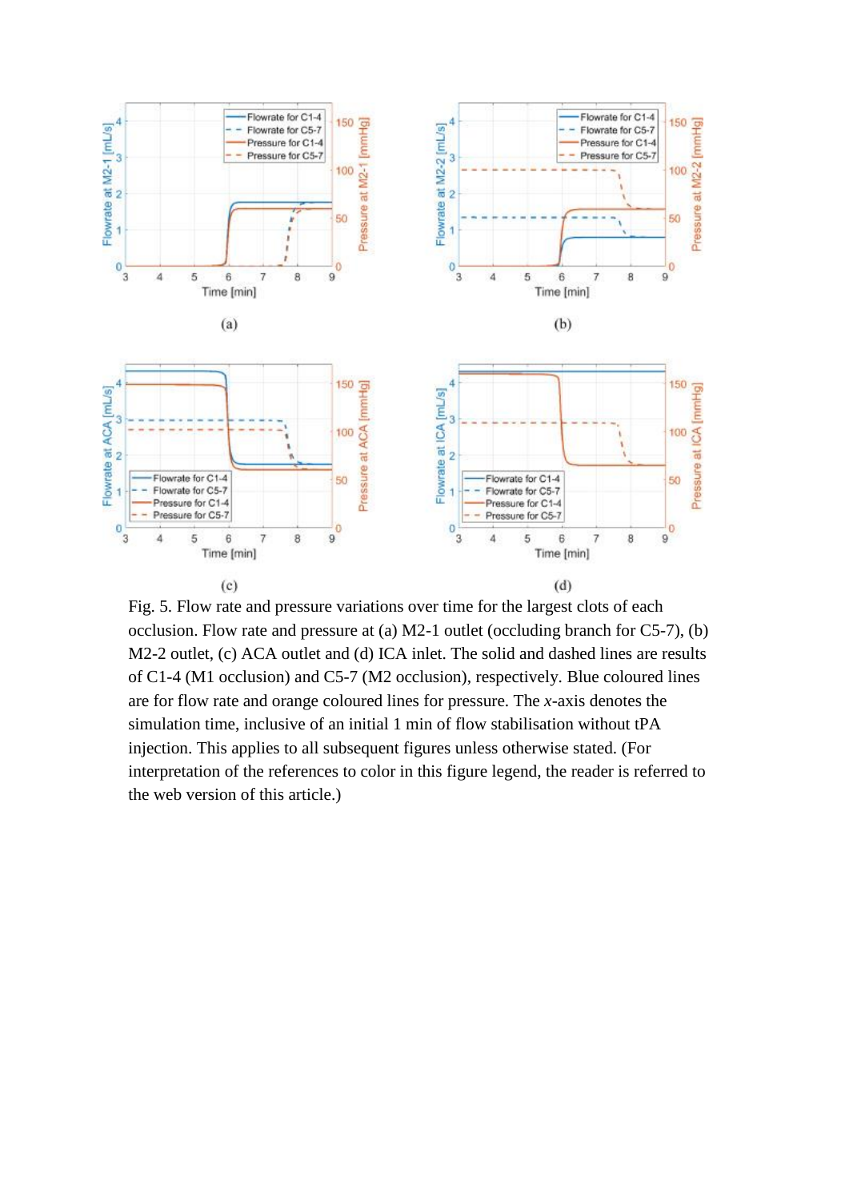Fig. 5. Flow rate and pressure variations over time for the largest clots of each occlusion. Flow rate and pressure at (a) M2-1 outlet (occluding branch for C5-7), (b) M2-2 outlet, (c) ACA outlet and (d) ICA inlet. The solid and dashed lines are results of C1-4 (M1 occlusion) and C5-7 (M2 occlusion), respectively. Blue coloured lines are for flow rate and orange coloured lines for pressure. The *x*-axis denotes the simulation time, inclusive of an initial 1 min of flow stabilisation without tPA injection. This applies to all subsequent figures unless otherwise stated. (For interpretation of the references to color in this figure legend, the reader is referred to the web version of this article.)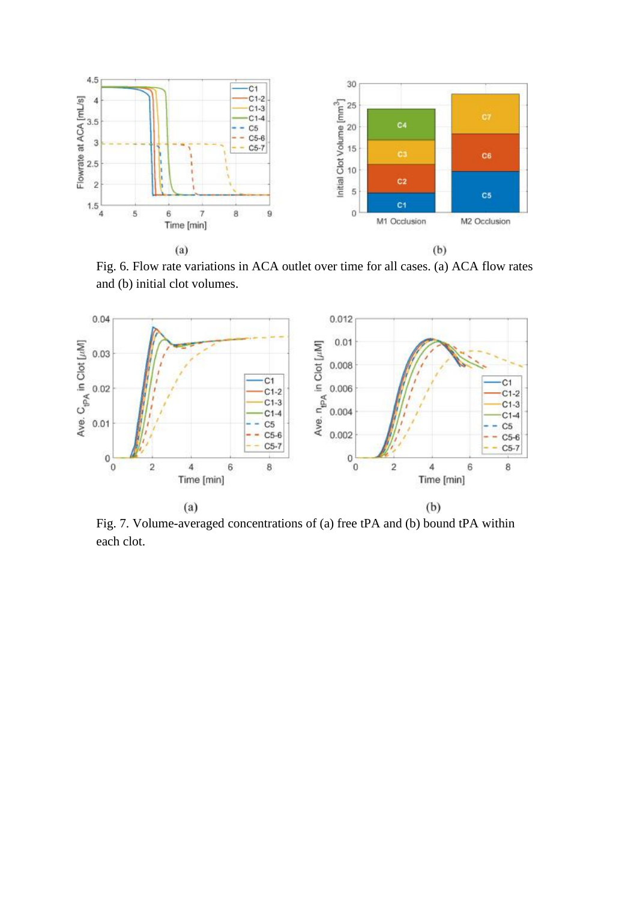(a) (b)

Fig. 6. Flow rate variations in ACA outlet over time for all cases. (a) ACA flow rates and (b) initial clot volumes.

(a) (b)

Fig. 7. Volume-averaged concentrations of (a) free tPA and (b) bound tPA within each clot.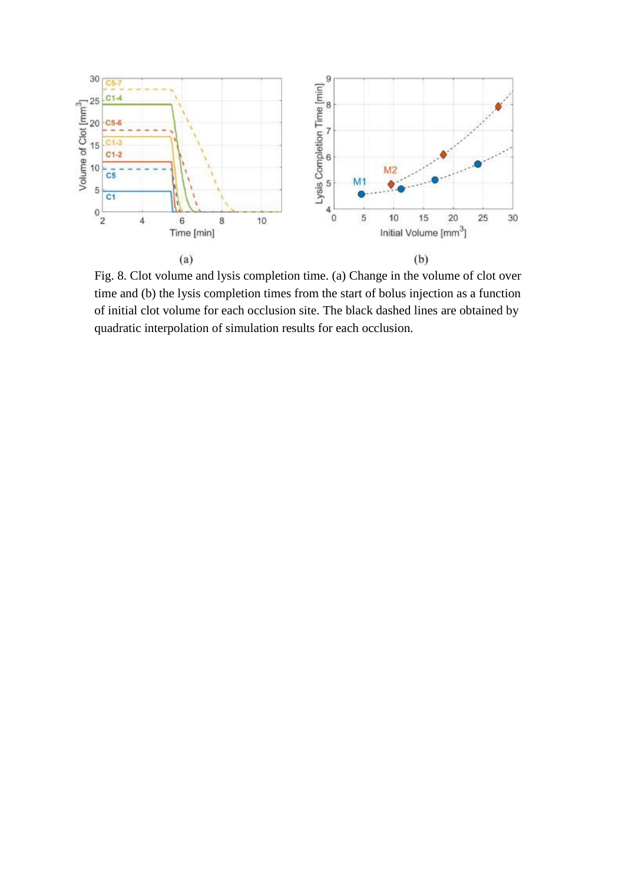30
C5-7
C1-4
25
20
C5-6
15
C1-3
C1-2
10
C5
5
C1
0
2
4
6
8
10
Time [min]
Volume of Clot [mm$^3$]

9
8
7
6
5
4
Lysis Completion Time [min]
M2
M1
0
5
10
15
20
25
30
Initial Volume [mm$^3$]

(a)

(b)

Fig. 8. Clot volume and lysis completion time. (a) Change in the volume of clot over time and (b) the lysis completion times from the start of bolus injection as a function of initial clot volume for each occlusion site. The black dashed lines are obtained by quadratic interpolation of simulation results for each occlusion.